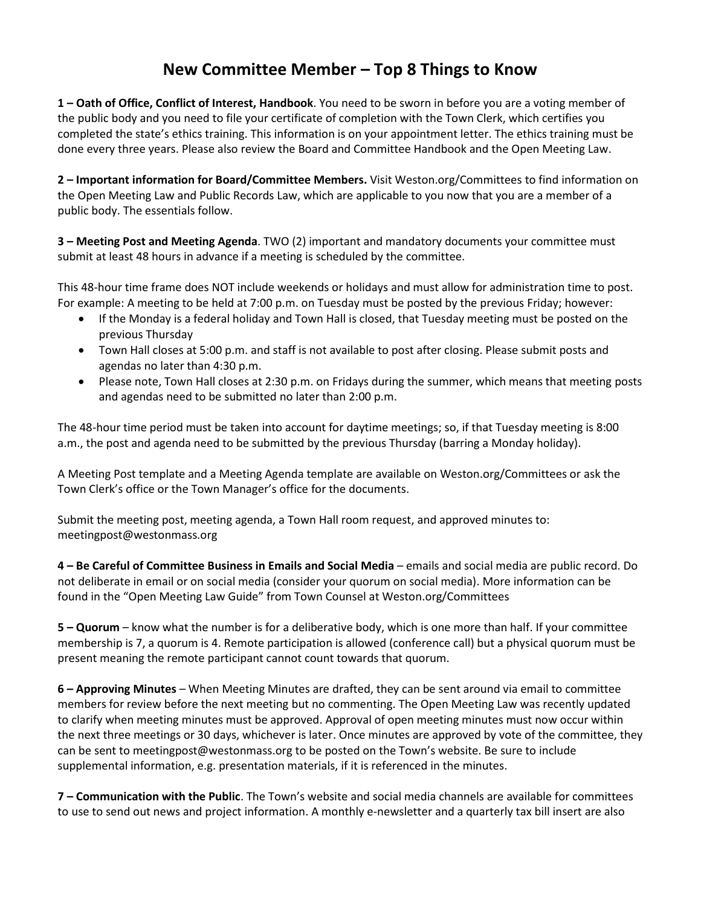# New Committee Member – Top 8 Things to Know

**1 – Oath of Office, Conflict of Interest, Handbook**. You need to be sworn in before you are a voting member of the public body and you need to file your certificate of completion with the Town Clerk, which certifies you completed the state's ethics training. This information is on your appointment letter. The ethics training must be done every three years. Please also review the Board and Committee Handbook and the Open Meeting Law.

**2 – Important information for Board/Committee Members.** Visit Weston.org/Committees to find information on the Open Meeting Law and Public Records Law, which are applicable to you now that you are a member of a public body. The essentials follow.

**3 – Meeting Post and Meeting Agenda**. TWO (2) important and mandatory documents your committee must submit at least 48 hours in advance if a meeting is scheduled by the committee.

This 48-hour time frame does NOT include weekends or holidays and must allow for administration time to post. For example: A meeting to be held at 7:00 p.m. on Tuesday must be posted by the previous Friday; however:

- If the Monday is a federal holiday and Town Hall is closed, that Tuesday meeting must be posted on the previous Thursday
- Town Hall closes at 5:00 p.m. and staff is not available to post after closing. Please submit posts and agendas no later than 4:30 p.m.
- Please note, Town Hall closes at 2:30 p.m. on Fridays during the summer, which means that meeting posts and agendas need to be submitted no later than 2:00 p.m.

The 48-hour time period must be taken into account for daytime meetings; so, if that Tuesday meeting is 8:00 a.m., the post and agenda need to be submitted by the previous Thursday (barring a Monday holiday).

A Meeting Post template and a Meeting Agenda template are available on Weston.org/Committees or ask the Town Clerk's office or the Town Manager's office for the documents.

Submit the meeting post, meeting agenda, a Town Hall room request, and approved minutes to: meetingpost@westonmass.org

**4 – Be Careful of Committee Business in Emails and Social Media** – emails and social media are public record. Do not deliberate in email or on social media (consider your quorum on social media). More information can be found in the "Open Meeting Law Guide" from Town Counsel at Weston.org/Committees

**5 – Quorum** – know what the number is for a deliberative body, which is one more than half. If your committee membership is 7, a quorum is 4. Remote participation is allowed (conference call) but a physical quorum must be present meaning the remote participant cannot count towards that quorum.

**6 – Approving Minutes** – When Meeting Minutes are drafted, they can be sent around via email to committee members for review before the next meeting but no commenting. The Open Meeting Law was recently updated to clarify when meeting minutes must be approved. Approval of open meeting minutes must now occur within the next three meetings or 30 days, whichever is later. Once minutes are approved by vote of the committee, they can be sent to meetingpost@westonmass.org to be posted on the Town's website. Be sure to include supplemental information, e.g. presentation materials, if it is referenced in the minutes.

**7 – Communication with the Public**. The Town's website and social media channels are available for committees to use to send out news and project information. A monthly e-newsletter and a quarterly tax bill insert are also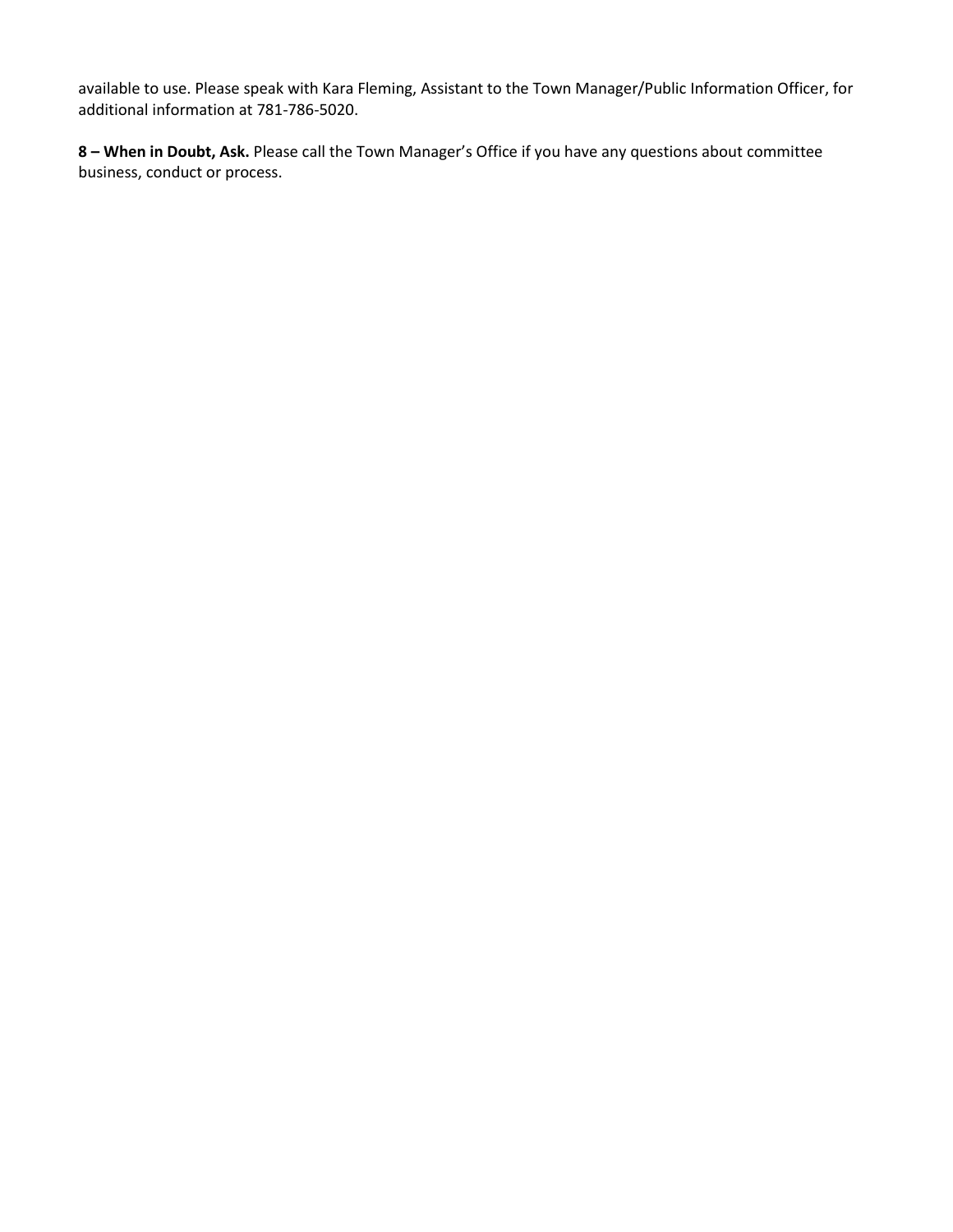available to use. Please speak with Kara Fleming, Assistant to the Town Manager/Public Information Officer, for additional information at 781-786-5020.

**8 – When in Doubt, Ask.** Please call the Town Manager's Office if you have any questions about committee business, conduct or process.